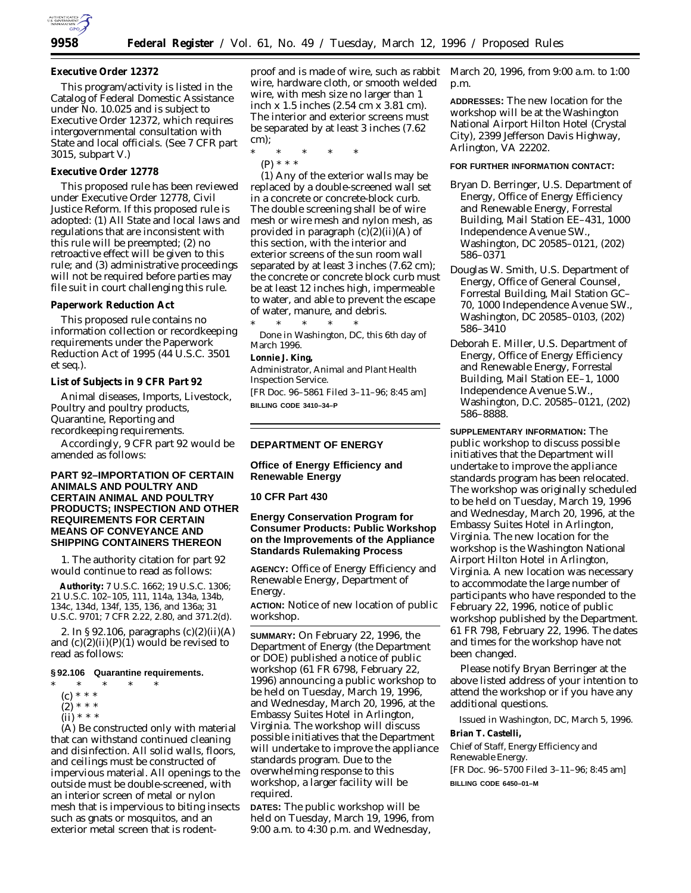**Executive Order 12372**

This program/activity is listed in the Catalog of Federal Domestic Assistance under No. 10.025 and is subject to Executive Order 12372, which requires intergovernmental consultation with State and local officials. (See 7 CFR part 3015, subpart V.)

**Executive Order 12778**

This proposed rule has been reviewed under Executive Order 12778, Civil Justice Reform. If this proposed rule is adopted: (1) All State and local laws and regulations that are inconsistent with this rule will be preempted; (2) no retroactive effect will be given to this rule; and (3) administrative proceedings will not be required before parties may file suit in court challenging this rule.

**Paperwork Reduction Act**

This proposed rule contains no information collection or recordkeeping requirements under the Paperwork Reduction Act of 1995 (44 U.S.C. 3501 *et seq.*).

**List of Subjects in 9 CFR Part 92**

Animal diseases, Imports, Livestock, Poultry and poultry products, Quarantine, Reporting and recordkeeping requirements.

Accordingly, 9 CFR part 92 would be amended as follows:

**PART 92–IMPORTATION OF CERTAIN ANIMALS AND POULTRY AND CERTAIN ANIMAL AND POULTRY PRODUCTS; INSPECTION AND OTHER REQUIREMENTS FOR CERTAIN MEANS OF CONVEYANCE AND SHIPPING CONTAINERS THEREON**

1. The authority citation for part 92 would continue to read as follows:

**Authority:** 7 U.S.C. 1662; 19 U.S.C. 1306; 21 U.S.C. 102–105, 111, 114a, 134a, 134b, 134c, 134d, 134f, 135, 136, and 136a; 31 U.S.C. 9701; 7 CFR 2.22, 2.80, and 371.2(d).

2. In § 92.106, paragraphs (c)(2)(ii)(A) and (c)(2)(ii)(P)(1) would be revised to read as follows:

**§ 92.106 Quarantine requirements.**

* * * * *

(c) * * *

(2) * * *

(ii) * * *

(A) Be constructed only with material that can withstand continued cleaning and disinfection. All solid walls, floors, and ceilings must be constructed of impervious material. All openings to the outside must be double-screened, with an interior screen of metal or nylon mesh that is impervious to biting insects such as gnats or mosquitos, and an exterior metal screen that is rodent-proof and is made of wire, such as rabbit wire, hardware cloth, or smooth welded wire, with mesh size no larger than 1 inch x 1.5 inches (2.54 cm x 3.81 cm). The interior and exterior screens must be separated by at least 3 inches (7.62 cm);

* * * * *

(P) * * *

(*1*) Any of the exterior walls may be replaced by a double-screened wall set in a concrete or concrete-block curb. The double screening shall be of wire mesh or wire mesh and nylon mesh, as provided in paragraph (c)(2)(ii)(A) of this section, with the interior and exterior screens of the sun room wall separated by at least 3 inches (7.62 cm); the concrete or concrete block curb must be at least 12 inches high, impermeable to water, and able to prevent the escape of water, manure, and debris.

* * * * *

Done in Washington, DC, this 6th day of March 1996.

**Lonnie J. King,**

*Administrator, Animal and Plant Health Inspection Service.*

[FR Doc. 96–5861 Filed 3–11–96; 8:45 am]

**BILLING CODE 3410–34–P**

---

## DEPARTMENT OF ENERGY

### Office of Energy Efficiency and Renewable Energy

### 10 CFR Part 430

### Energy Conservation Program for Consumer Products: Public Workshop on the Improvements of the Appliance Standards Rulemaking Process

**AGENCY:** Office of Energy Efficiency and Renewable Energy, Department of Energy.

**ACTION:** Notice of new location of public workshop.

**SUMMARY:** On February 22, 1996, the Department of Energy (the Department or DOE) published a notice of public workshop (61 FR 6798, February 22, 1996) announcing a public workshop to be held on Tuesday, March 19, 1996, and Wednesday, March 20, 1996, at the Embassy Suites Hotel in Arlington, Virginia. The workshop will discuss possible initiatives that the Department will undertake to improve the appliance standards program. Due to the overwhelming response to this workshop, a larger facility will be required.

**DATES:** The public workshop will be held on Tuesday, March 19, 1996, from 9:00 a.m. to 4:30 p.m. and Wednesday, March 20, 1996, from 9:00 a.m. to 1:00 p.m.

**ADDRESSES:** The new location for the workshop will be at the Washington National Airport Hilton Hotel (Crystal City), 2399 Jefferson Davis Highway, Arlington, VA 22202.

**FOR FURTHER INFORMATION CONTACT:**

Bryan D. Berringer, U.S. Department of Energy, Office of Energy Efficiency and Renewable Energy, Forrestal Building, Mail Station EE–431, 1000 Independence Avenue SW., Washington, DC 20585–0121, (202) 586–0371

Douglas W. Smith, U.S. Department of Energy, Office of General Counsel, Forrestal Building, Mail Station GC–70, 1000 Independence Avenue SW., Washington, DC 20585–0103, (202) 586–3410

Deborah E. Miller, U.S. Department of Energy, Office of Energy Efficiency and Renewable Energy, Forrestal Building, Mail Station EE–1, 1000 Independence Avenue S.W., Washington, D.C. 20585–0121, (202) 586–8888.

**SUPPLEMENTARY INFORMATION:** The public workshop to discuss possible initiatives that the Department will undertake to improve the appliance standards program has been relocated. The workshop was originally scheduled to be held on Tuesday, March 19, 1996 and Wednesday, March 20, 1996, at the Embassy Suites Hotel in Arlington, Virginia. The new location for the workshop is the Washington National Airport Hilton Hotel in Arlington, Virginia. A new location was necessary to accommodate the large number of participants who have responded to the February 22, 1996, notice of public workshop published by the Department. 61 FR 798, February 22, 1996. The dates and times for the workshop have not been changed.

Please notify Bryan Berringer at the above listed address of your intention to attend the workshop or if you have any additional questions.

Issued in Washington, DC, March 5, 1996.

**Brian T. Castelli,**

*Chief of Staff, Energy Efficiency and Renewable Energy.*

[FR Doc. 96–5700 Filed 3–11–96; 8:45 am]

**BILLING CODE 6450–01–M**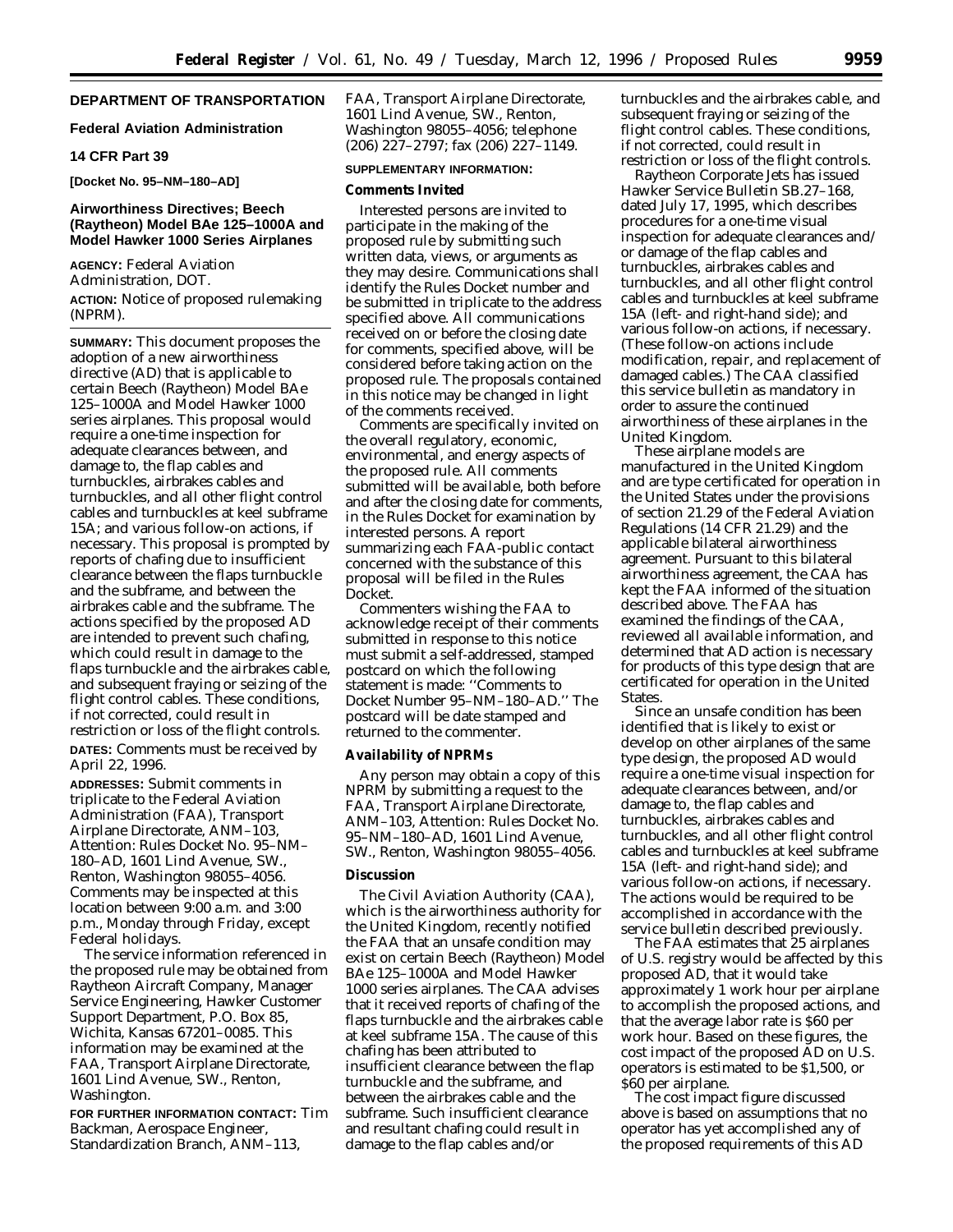## DEPARTMENT OF TRANSPORTATION

### Federal Aviation Administration

### 14 CFR Part 39

**[Docket No. 95–NM–180–AD]**

### Airworthiness Directives; Beech (Raytheon) Model BAe 125–1000A and Model Hawker 1000 Series Airplanes

**AGENCY:** Federal Aviation Administration, DOT.

**ACTION:** Notice of proposed rulemaking (NPRM).

**SUMMARY:** This document proposes the adoption of a new airworthiness directive (AD) that is applicable to certain Beech (Raytheon) Model BAe 125–1000A and Model Hawker 1000 series airplanes. This proposal would require a one-time inspection for adequate clearances between, and damage to, the flap cables and turnbuckles, airbrakes cables and turnbuckles, and all other flight control cables and turnbuckles at keel subframe 15A; and various follow-on actions, if necessary. This proposal is prompted by reports of chafing due to insufficient clearance between the flaps turnbuckle and the subframe, and between the airbrakes cable and the subframe. The actions specified by the proposed AD are intended to prevent such chafing, which could result in damage to the flaps turnbuckle and the airbrakes cable, and subsequent fraying or seizing of the flight control cables. These conditions, if not corrected, could result in restriction or loss of the flight controls.

**DATES:** Comments must be received by April 22, 1996.

**ADDRESSES:** Submit comments in triplicate to the Federal Aviation Administration (FAA), Transport Airplane Directorate, ANM–103, Attention: Rules Docket No. 95–NM–180–AD, 1601 Lind Avenue, SW., Renton, Washington 98055–4056. Comments may be inspected at this location between 9:00 a.m. and 3:00 p.m., Monday through Friday, except Federal holidays.

The service information referenced in the proposed rule may be obtained from Raytheon Aircraft Company, Manager Service Engineering, Hawker Customer Support Department, P.O. Box 85, Wichita, Kansas 67201–0085. This information may be examined at the FAA, Transport Airplane Directorate, 1601 Lind Avenue, SW., Renton, Washington.

**FOR FURTHER INFORMATION CONTACT:** Tim Backman, Aerospace Engineer, Standardization Branch, ANM–113, FAA, Transport Airplane Directorate, 1601 Lind Avenue, SW., Renton, Washington 98055–4056; telephone (206) 227–2797; fax (206) 227–1149.

**SUPPLEMENTARY INFORMATION:**

### Comments Invited

Interested persons are invited to participate in the making of the proposed rule by submitting such written data, views, or arguments as they may desire. Communications shall identify the Rules Docket number and be submitted in triplicate to the address specified above. All communications received on or before the closing date for comments, specified above, will be considered before taking action on the proposed rule. The proposals contained in this notice may be changed in light of the comments received.

Comments are specifically invited on the overall regulatory, economic, environmental, and energy aspects of the proposed rule. All comments submitted will be available, both before and after the closing date for comments, in the Rules Docket for examination by interested persons. A report summarizing each FAA-public contact concerned with the substance of this proposal will be filed in the Rules Docket.

Commenters wishing the FAA to acknowledge receipt of their comments submitted in response to this notice must submit a self-addressed, stamped postcard on which the following statement is made: "Comments to Docket Number 95–NM–180–AD." The postcard will be date stamped and returned to the commenter.

### Availability of NPRMs

Any person may obtain a copy of this NPRM by submitting a request to the FAA, Transport Airplane Directorate, ANM–103, Attention: Rules Docket No. 95–NM–180–AD, 1601 Lind Avenue, SW., Renton, Washington 98055–4056.

### Discussion

The Civil Aviation Authority (CAA), which is the airworthiness authority for the United Kingdom, recently notified the FAA that an unsafe condition may exist on certain Beech (Raytheon) Model BAe 125–1000A and Model Hawker 1000 series airplanes. The CAA advises that it received reports of chafing of the flaps turnbuckle and the airbrakes cable at keel subframe 15A. The cause of this chafing has been attributed to insufficient clearance between the flap turnbuckle and the subframe, and between the airbrakes cable and the subframe. Such insufficient clearance and resultant chafing could result in damage to the flap cables and/or turnbuckles and the airbrakes cable, and subsequent fraying or seizing of the flight control cables. These conditions, if not corrected, could result in restriction or loss of the flight controls.

Raytheon Corporate Jets has issued Hawker Service Bulletin SB.27–168, dated July 17, 1995, which describes procedures for a one-time visual inspection for adequate clearances and/or damage of the flap cables and turnbuckles, airbrakes cables and turnbuckles, and all other flight control cables and turnbuckles at keel subframe 15A (left- and right-hand side); and various follow-on actions, if necessary. (These follow-on actions include modification, repair, and replacement of damaged cables.) The CAA classified this service bulletin as mandatory in order to assure the continued airworthiness of these airplanes in the United Kingdom.

These airplane models are manufactured in the United Kingdom and are type certificated for operation in the United States under the provisions of section 21.29 of the Federal Aviation Regulations (14 CFR 21.29) and the applicable bilateral airworthiness agreement. Pursuant to this bilateral airworthiness agreement, the CAA has kept the FAA informed of the situation described above. The FAA has examined the findings of the CAA, reviewed all available information, and determined that AD action is necessary for products of this type design that are certificated for operation in the United States.

Since an unsafe condition has been identified that is likely to exist or develop on other airplanes of the same type design, the proposed AD would require a one-time visual inspection for adequate clearances between, and/or damage to, the flap cables and turnbuckles, airbrakes cables and turnbuckles, and all other flight control cables and turnbuckles at keel subframe 15A (left- and right-hand side); and various follow-on actions, if necessary. The actions would be required to be accomplished in accordance with the service bulletin described previously.

The FAA estimates that 25 airplanes of U.S. registry would be affected by this proposed AD, that it would take approximately 1 work hour per airplane to accomplish the proposed actions, and that the average labor rate is $60 per work hour. Based on these figures, the cost impact of the proposed AD on U.S. operators is estimated to be $1,500, or $60 per airplane.

The cost impact figure discussed above is based on assumptions that no operator has yet accomplished any of the proposed requirements of this AD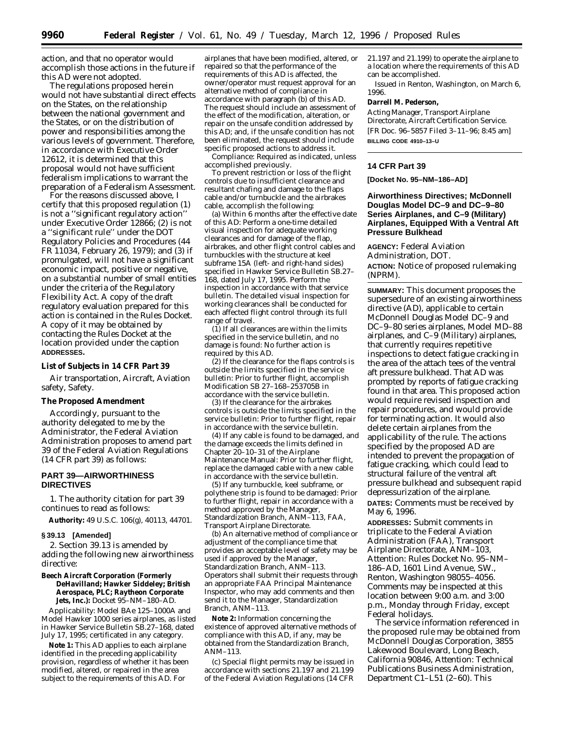action, and that no operator would accomplish those actions in the future if this AD were not adopted.

The regulations proposed herein would not have substantial direct effects on the States, on the relationship between the national government and the States, or on the distribution of power and responsibilities among the various levels of government. Therefore, in accordance with Executive Order 12612, it is determined that this proposal would not have sufficient federalism implications to warrant the preparation of a Federalism Assessment.

For the reasons discussed above, I certify that this proposed regulation (1) is not a ''significant regulatory action'' under Executive Order 12866; (2) is not a ''significant rule'' under the DOT Regulatory Policies and Procedures (44 FR 11034, February 26, 1979); and (3) if promulgated, will not have a significant economic impact, positive or negative, on a substantial number of small entities under the criteria of the Regulatory Flexibility Act. A copy of the draft regulatory evaluation prepared for this action is contained in the Rules Docket. A copy of it may be obtained by contacting the Rules Docket at the location provided under the caption **ADDRESSES.**

**List of Subjects in 14 CFR Part 39**

Air transportation, Aircraft, Aviation safety, Safety.

**The Proposed Amendment**

Accordingly, pursuant to the authority delegated to me by the Administrator, the Federal Aviation Administration proposes to amend part 39 of the Federal Aviation Regulations (14 CFR part 39) as follows:

## PART 39—AIRWORTHINESS DIRECTIVES

1. The authority citation for part 39 continues to read as follows:

**Authority:** 49 U.S.C. 106(g), 40113, 44701.

**§ 39.13 [Amended]**

2. Section 39.13 is amended by adding the following new airworthiness directive:

**Beech Aircraft Corporation (Formerly DeHavilland; Hawker Siddeley; British Aerospace, PLC; Raytheon Corporate Jets, Inc.):** Docket 95–NM–180–AD.

*Applicability:* Model BAe 125–1000A and Model Hawker 1000 series airplanes, as listed in Hawker Service Bulletin SB.27–168, dated July 17, 1995; certificated in any category.

**Note 1:** This AD applies to each airplane identified in the preceding applicability provision, regardless of whether it has been modified, altered, or repaired in the area subject to the requirements of this AD. For airplanes that have been modified, altered, or repaired so that the performance of the requirements of this AD is affected, the owner/operator must request approval for an alternative method of compliance in accordance with paragraph (b) of this AD. The request should include an assessment of the effect of the modification, alteration, or repair on the unsafe condition addressed by this AD; and, if the unsafe condition has not been eliminated, the request should include specific proposed actions to address it.

*Compliance:* Required as indicated, unless accomplished previously.

To prevent restriction or loss of the flight controls due to insufficient clearance and resultant chafing and damage to the flaps cable and/or turnbuckle and the airbrakes cable, accomplish the following:

(a) Within 6 months after the effective date of this AD: Perform a one-time detailed visual inspection for adequate working clearances and for damage of the flap, airbrakes, and other flight control cables and turnbuckles with the structure at keel subframe 15A (left- and right-hand sides) specified in Hawker Service Bulletin SB.27–168, dated July 17, 1995. Perform the inspection in accordance with that service bulletin. The detailed visual inspection for working clearances shall be conducted for each affected flight control through its full range of travel.

(1) If all clearances are within the limits specified in the service bulletin, and no damage is found: No further action is required by this AD.

(2) If the clearance for the flaps controls is outside the limits specified in the service bulletin: Prior to further flight, accomplish Modification SB 27–168–253705B in accordance with the service bulletin.

(3) If the clearance for the airbrakes controls is outside the limits specified in the service bulletin: Prior to further flight, repair in accordance with the service bulletin.

(4) If any cable is found to be damaged, and the damage exceeds the limits defined in Chapter 20–10–31 of the Airplane Maintenance Manual: Prior to further flight, replace the damaged cable with a new cable in accordance with the service bulletin.

(5) If any turnbuckle, keel subframe, or polythene strip is found to be damaged: Prior to further flight, repair in accordance with a method approved by the Manager, Standardization Branch, ANM–113, FAA, Transport Airplane Directorate.

(b) An alternative method of compliance or adjustment of the compliance time that provides an acceptable level of safety may be used if approved by the Manager, Standardization Branch, ANM–113. Operators shall submit their requests through an appropriate FAA Principal Maintenance Inspector, who may add comments and then send it to the Manager, Standardization Branch, ANM–113.

**Note 2:** Information concerning the existence of approved alternative methods of compliance with this AD, if any, may be obtained from the Standardization Branch, ANM–113.

(c) Special flight permits may be issued in accordance with sections 21.197 and 21.199 of the Federal Aviation Regulations (14 CFR 21.197 and 21.199) to operate the airplane to a location where the requirements of this AD can be accomplished.

Issued in Renton, Washington, on March 6, 1996.

**Darrell M. Pederson,**

*Acting Manager, Transport Airplane Directorate, Aircraft Certification Service.*

[FR Doc. 96–5857 Filed 3–11–96; 8:45 am]

**BILLING CODE 4910–13–U**

---

## 14 CFR Part 39

**[Docket No. 95–NM–186–AD]**

## Airworthiness Directives; McDonnell Douglas Model DC–9 and DC–9–80 Series Airplanes, and C–9 (Military) Airplanes, Equipped With a Ventral Aft Pressure Bulkhead

**AGENCY:** Federal Aviation Administration, DOT.

**ACTION:** Notice of proposed rulemaking (NPRM).

**SUMMARY:** This document proposes the supersedure of an existing airworthiness directive (AD), applicable to certain McDonnell Douglas Model DC–9 and DC–9–80 series airplanes, Model MD–88 airplanes, and C–9 (Military) airplanes, that currently requires repetitive inspections to detect fatigue cracking in the area of the attach tees of the ventral aft pressure bulkhead. That AD was prompted by reports of fatigue cracking found in that area. This proposed action would require revised inspection and repair procedures, and would provide for terminating action. It would also delete certain airplanes from the applicability of the rule. The actions specified by the proposed AD are intended to prevent the propagation of fatigue cracking, which could lead to structural failure of the ventral aft pressure bulkhead and subsequent rapid depressurization of the airplane.

**DATES:** Comments must be received by May 6, 1996.

**ADDRESSES:** Submit comments in triplicate to the Federal Aviation Administration (FAA), Transport Airplane Directorate, ANM–103, Attention: Rules Docket No. 95–NM–186–AD, 1601 Lind Avenue, SW., Renton, Washington 98055–4056. Comments may be inspected at this location between 9:00 a.m. and 3:00 p.m., Monday through Friday, except Federal holidays.

The service information referenced in the proposed rule may be obtained from McDonnell Douglas Corporation, 3855 Lakewood Boulevard, Long Beach, California 90846, Attention: Technical Publications Business Administration, Department C1–L51 (2–60). This